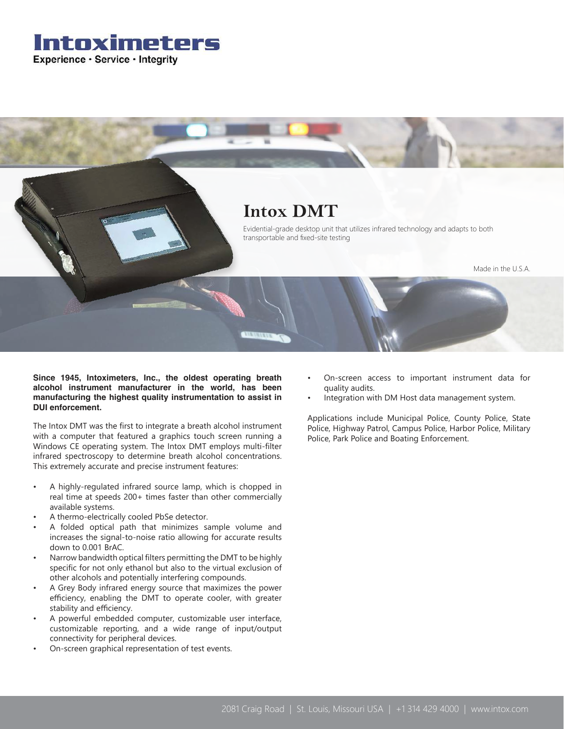# Intoximeters

Experience · Service · Integrity

## Intox DMT

Evidential-grade desktop unit that utilizes infrared technology and adapts to both transportable and fixed-site testing

Made in the U.S.A.

**Since 1945, Intoximeters, Inc., the oldest operating breath alcohol instrument manufacturer in the world, has been manufacturing the highest quality instrumentation to assist in DUI enforcement.**

The Intox DMT was the first to integrate a breath alcohol instrument with a computer that featured a graphics touch screen running a Windows CE operating system. The Intox DMT employs multi-filter infrared spectroscopy to determine breath alcohol concentrations. This extremely accurate and precise instrument features:

- A highly-regulated infrared source lamp, which is chopped in real time at speeds 200+ times faster than other commercially available systems.
- A thermo-electrically cooled PbSe detector.
- A folded optical path that minimizes sample volume and increases the signal-to-noise ratio allowing for accurate results down to 0.001 BrAC.
- Narrow bandwidth optical filters permitting the DMT to be highly specific for not only ethanol but also to the virtual exclusion of other alcohols and potentially interfering compounds.
- A Grey Body infrared energy source that maximizes the power efficiency, enabling the DMT to operate cooler, with greater stability and efficiency.
- A powerful embedded computer, customizable user interface, customizable reporting, and a wide range of input/output connectivity for peripheral devices.
- On-screen graphical representation of test events.
- On-screen access to important instrument data for quality audits.
- Integration with DM Host data management system.

Applications include Municipal Police, County Police, State Police, Highway Patrol, Campus Police, Harbor Police, Military Police, Park Police and Boating Enforcement.

2081 Craig Road | St. Louis, Missouri USA | +1 314 429 4000 | www.intox.com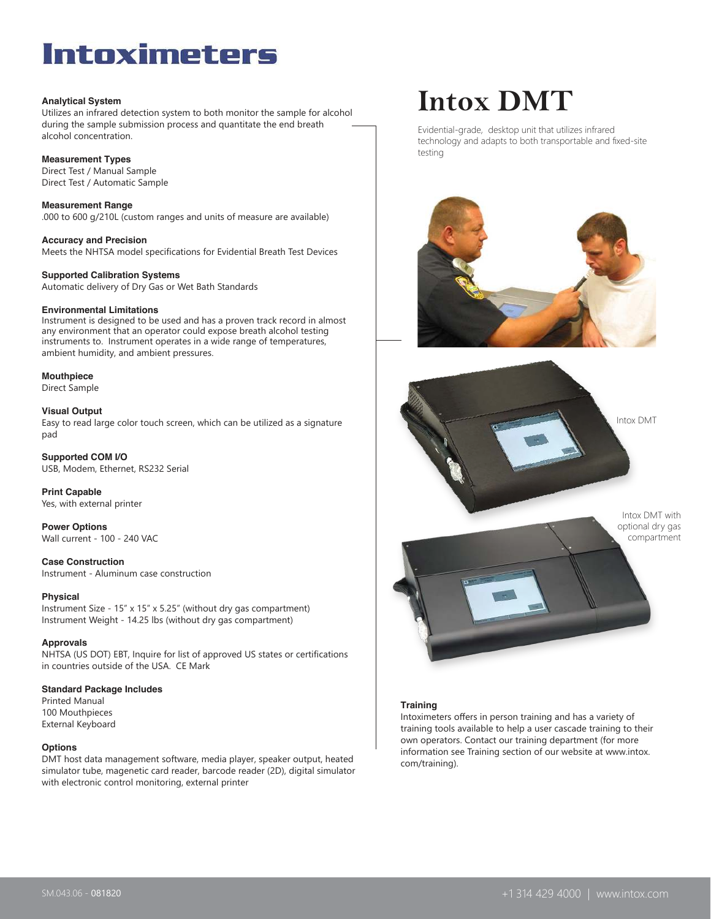# Intoximeters

## Intox DMT

Evidential-grade, desktop unit that utilizes infrared technology and adapts to both transportable and fixed-site testing

**Analytical System**
Utilizes an infrared detection system to both monitor the sample for alcohol during the sample submission process and quantitate the end breath alcohol concentration.

**Measurement Types**
Direct Test / Manual Sample
Direct Test / Automatic Sample

**Measurement Range**
.000 to 600 g/210L (custom ranges and units of measure are available)

**Accuracy and Precision**
Meets the NHTSA model specifications for Evidential Breath Test Devices

**Supported Calibration Systems**
Automatic delivery of Dry Gas or Wet Bath Standards

**Environmental Limitations**
Instrument is designed to be used and has a proven track record in almost any environment that an operator could expose breath alcohol testing instruments to. Instrument operates in a wide range of temperatures, ambient humidity, and ambient pressures.

**Mouthpiece**
Direct Sample

**Visual Output**
Easy to read large color touch screen, which can be utilized as a signature pad

**Supported COM I/O**
USB, Modem, Ethernet, RS232 Serial

**Print Capable**
Yes, with external printer

**Power Options**
Wall current - 100 - 240 VAC

**Case Construction**
Instrument - Aluminum case construction

**Physical**
Instrument Size - 15" x 15" x 5.25" (without dry gas compartment)
Instrument Weight - 14.25 lbs (without dry gas compartment)

**Approvals**
NHTSA (US DOT) EBT, Inquire for list of approved US states or certifications in countries outside of the USA. CE Mark

**Standard Package Includes**
Printed Manual
100 Mouthpieces
External Keyboard

**Options**
DMT host data management software, media player, speaker output, heated simulator tube, magenetic card reader, barcode reader (2D), digital simulator with electronic control monitoring, external printer

Intox DMT

Intox DMT with optional dry gas compartment

**Training**
Intoximeters offers in person training and has a variety of training tools available to help a user cascade training to their own operators. Contact our training department (for more information see Training section of our website at www.intox.com/training).

SM.043.06 - 081820

+1 314 429 4000 | www.intox.com